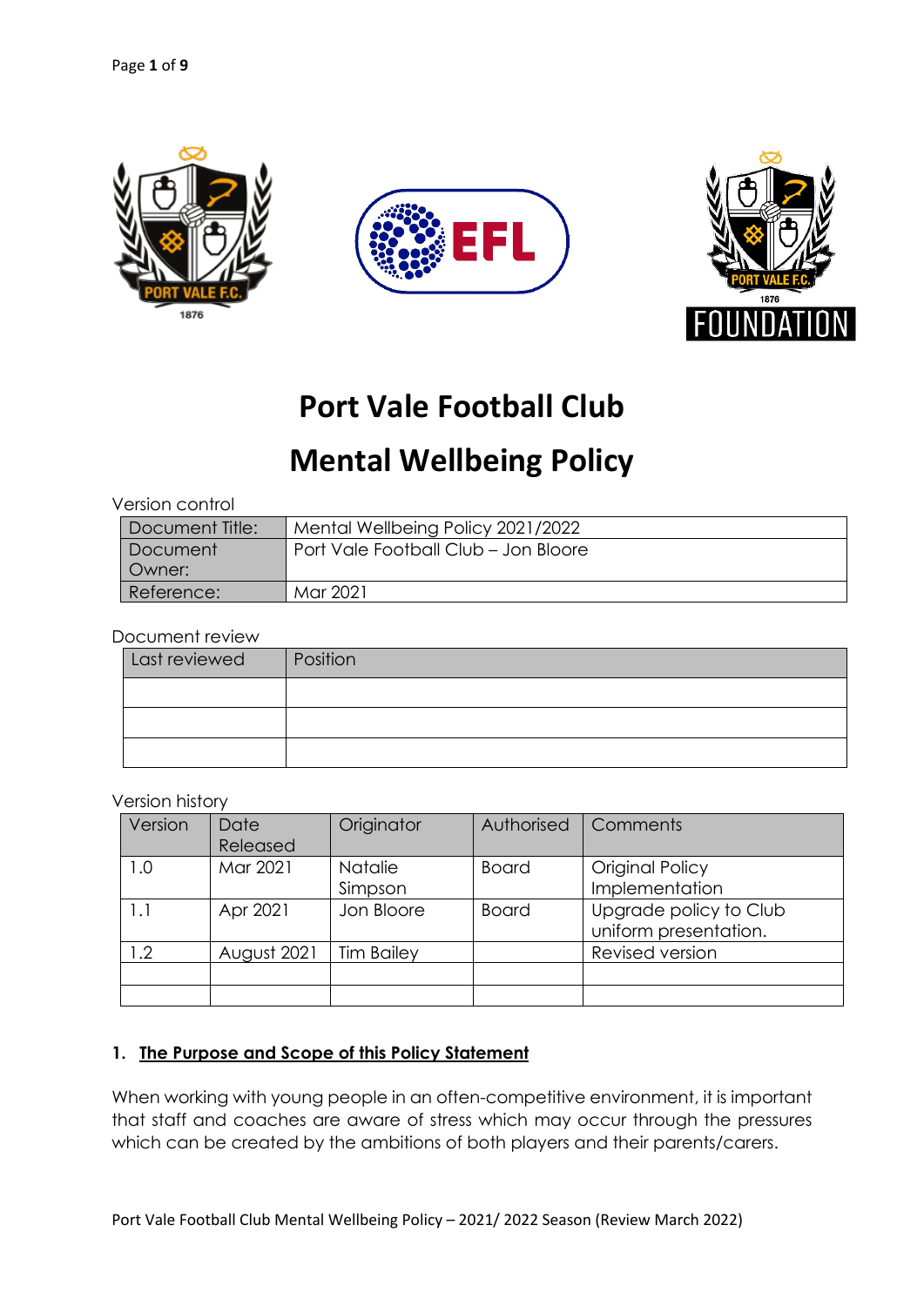# Port Vale Football Club

# Mental Wellbeing Policy

Version control

| Document Title: | Mental Wellbeing Policy 2021/2022 |
|---|---|
| Document Owner: | Port Vale Football Club – Jon Bloore |
| Reference: | Mar 2021 |

Document review

| Last reviewed | Position |
|---|---|
| | |
| | |
| | |

Version history

| Version | Date Released | Originator | Authorised | Comments |
|---|---|---|---|---|
| 1.0 | Mar 2021 | Natalie Simpson | Board | Original Policy Implementation |
| 1.1 | Apr 2021 | Jon Bloore | Board | Upgrade policy to Club uniform presentation. |
| 1.2 | August 2021 | Tim Bailey | | Revised version |
| | | | | |
| | | | | |

## 1. The Purpose and Scope of this Policy Statement

When working with young people in an often-competitive environment, it is important that staff and coaches are aware of stress which may occur through the pressures which can be created by the ambitions of both players and their parents/carers.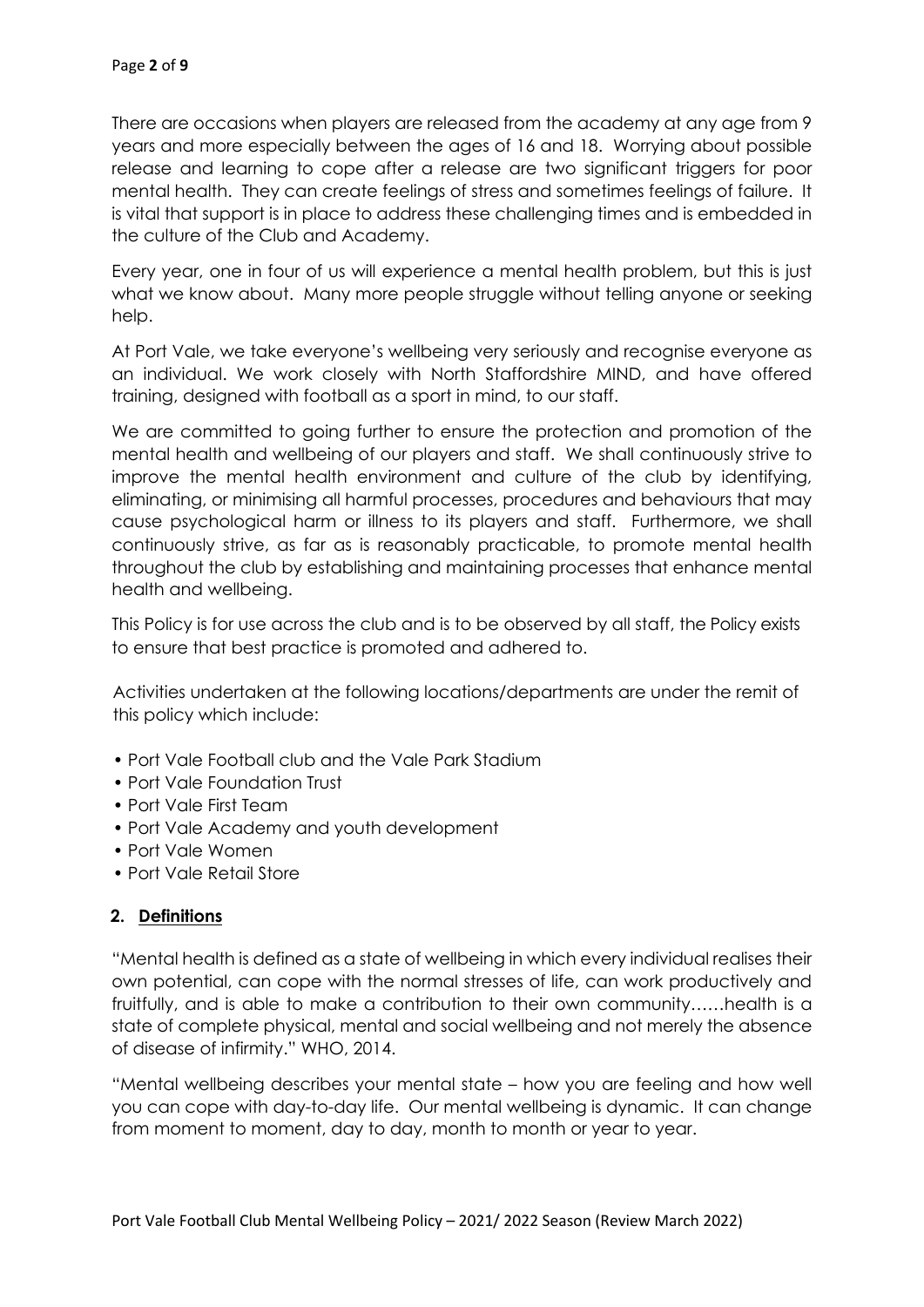There are occasions when players are released from the academy at any age from 9 years and more especially between the ages of 16 and 18. Worrying about possible release and learning to cope after a release are two significant triggers for poor mental health. They can create feelings of stress and sometimes feelings of failure. It is vital that support is in place to address these challenging times and is embedded in the culture of the Club and Academy.

Every year, one in four of us will experience a mental health problem, but this is just what we know about. Many more people struggle without telling anyone or seeking help.

At Port Vale, we take everyone's wellbeing very seriously and recognise everyone as an individual. We work closely with North Staffordshire MIND, and have offered training, designed with football as a sport in mind, to our staff.

We are committed to going further to ensure the protection and promotion of the mental health and wellbeing of our players and staff. We shall continuously strive to improve the mental health environment and culture of the club by identifying, eliminating, or minimising all harmful processes, procedures and behaviours that may cause psychological harm or illness to its players and staff. Furthermore, we shall continuously strive, as far as is reasonably practicable, to promote mental health throughout the club by establishing and maintaining processes that enhance mental health and wellbeing.

This Policy is for use across the club and is to be observed by all staff, the Policy exists to ensure that best practice is promoted and adhered to.

Activities undertaken at the following locations/departments are under the remit of this policy which include:

- Port Vale Football club and the Vale Park Stadium
- Port Vale Foundation Trust
- Port Vale First Team
- Port Vale Academy and youth development
- Port Vale Women
- Port Vale Retail Store

## 2. Definitions

"Mental health is defined as a state of wellbeing in which every individual realises their own potential, can cope with the normal stresses of life, can work productively and fruitfully, and is able to make a contribution to their own community……health is a state of complete physical, mental and social wellbeing and not merely the absence of disease of infirmity." WHO, 2014.

"Mental wellbeing describes your mental state – how you are feeling and how well you can cope with day-to-day life. Our mental wellbeing is dynamic. It can change from moment to moment, day to day, month to month or year to year.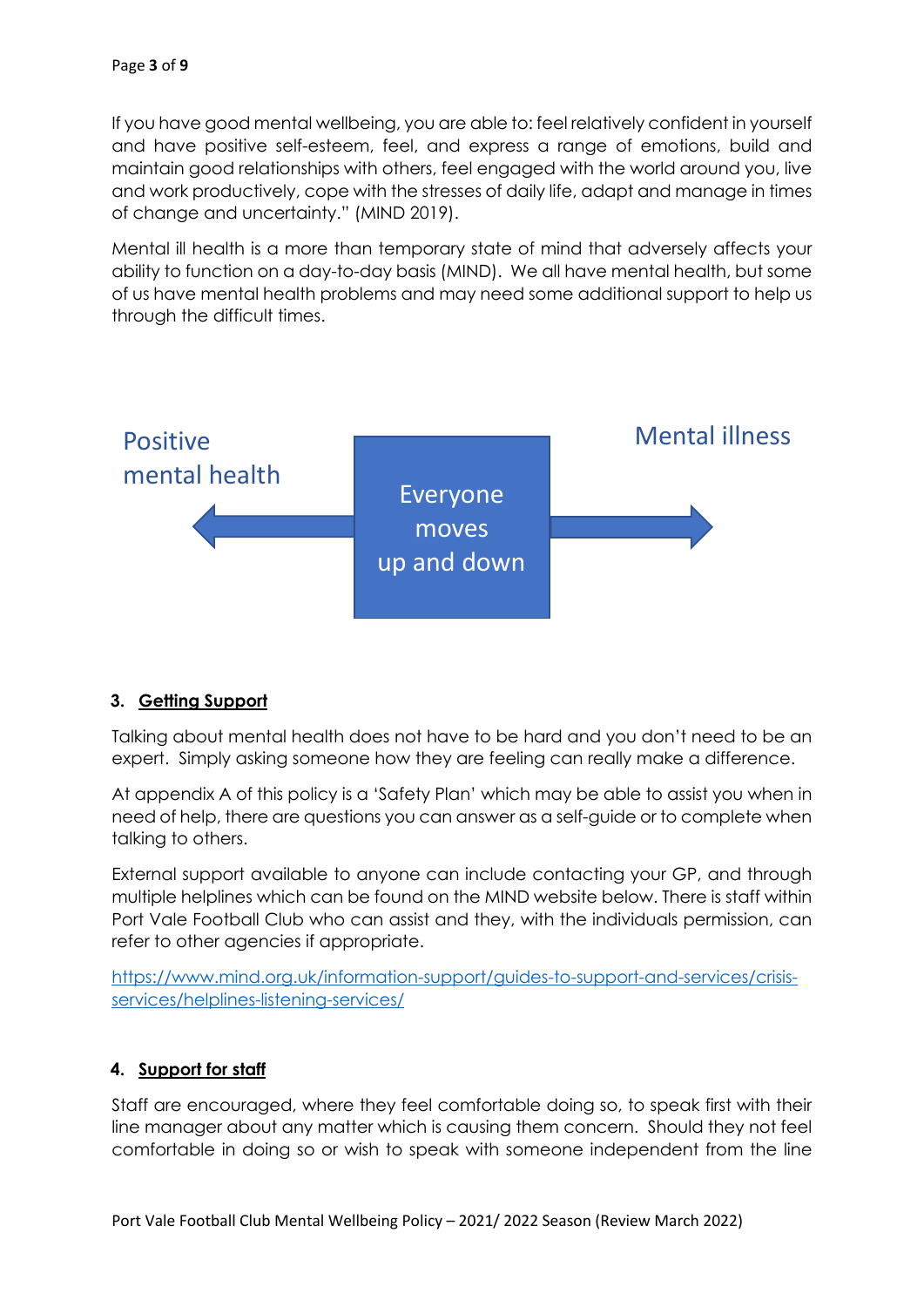If you have good mental wellbeing, you are able to: feel relatively confident in yourself and have positive self-esteem, feel, and express a range of emotions, build and maintain good relationships with others, feel engaged with the world around you, live and work productively, cope with the stresses of daily life, adapt and manage in times of change and uncertainty." (MIND 2019).

Mental ill health is a more than temporary state of mind that adversely affects your ability to function on a day-to-day basis (MIND). We all have mental health, but some of us have mental health problems and may need some additional support to help us through the difficult times.

Positive mental health ← Everyone moves up and down → Mental illness

### 3. Getting Support

Talking about mental health does not have to be hard and you don't need to be an expert. Simply asking someone how they are feeling can really make a difference.

At appendix A of this policy is a 'Safety Plan' which may be able to assist you when in need of help, there are questions you can answer as a self-guide or to complete when talking to others.

External support available to anyone can include contacting your GP, and through multiple helplines which can be found on the MIND website below. There is staff within Port Vale Football Club who can assist and they, with the individuals permission, can refer to other agencies if appropriate.

https://www.mind.org.uk/information-support/guides-to-support-and-services/crisis-services/helplines-listening-services/

### 4. Support for staff

Staff are encouraged, where they feel comfortable doing so, to speak first with their line manager about any matter which is causing them concern. Should they not feel comfortable in doing so or wish to speak with someone independent from the line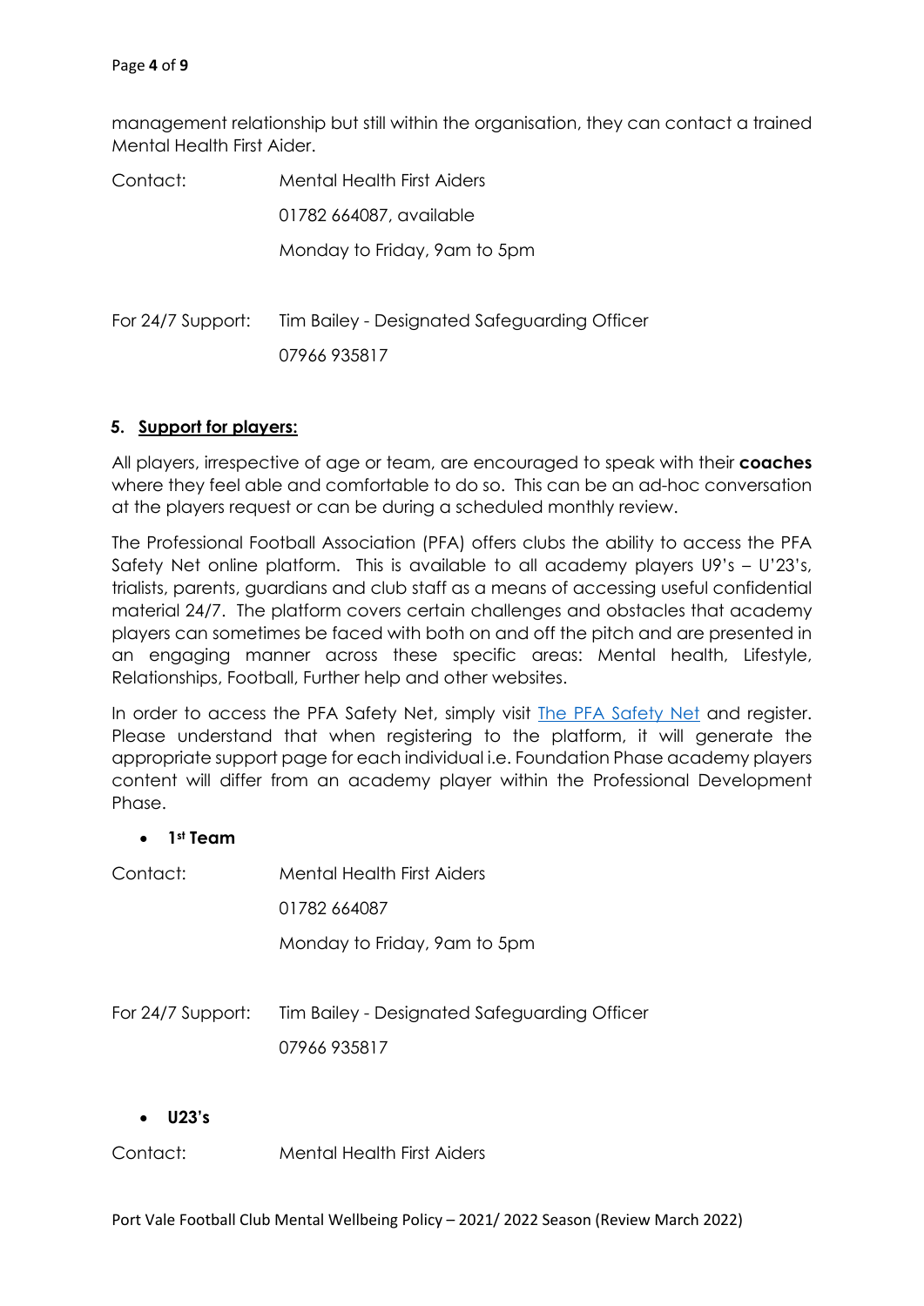management relationship but still within the organisation, they can contact a trained Mental Health First Aider.

| | |
|---|---|
| Contact: | Mental Health First Aiders |
| | 01782 664087, available |
| | Monday to Friday, 9am to 5pm |
| For 24/7 Support: | Tim Bailey - Designated Safeguarding Officer |
| | 07966 935817 |

## 5. Support for players:

All players, irrespective of age or team, are encouraged to speak with their **coaches** where they feel able and comfortable to do so. This can be an ad-hoc conversation at the players request or can be during a scheduled monthly review.

The Professional Football Association (PFA) offers clubs the ability to access the PFA Safety Net online platform. This is available to all academy players U9's – U'23's, trialists, parents, guardians and club staff as a means of accessing useful confidential material 24/7. The platform covers certain challenges and obstacles that academy players can sometimes be faced with both on and off the pitch and are presented in an engaging manner across these specific areas: Mental health, Lifestyle, Relationships, Football, Further help and other websites.

In order to access the PFA Safety Net, simply visit [The PFA Safety Net] and register. Please understand that when registering to the platform, it will generate the appropriate support page for each individual i.e. Foundation Phase academy players content will differ from an academy player within the Professional Development Phase.

- **1st Team**

| | |
|---|---|
| Contact: | Mental Health First Aiders |
| | 01782 664087 |
| | Monday to Friday, 9am to 5pm |
| For 24/7 Support: | Tim Bailey - Designated Safeguarding Officer |
| | 07966 935817 |

- **U23's**

Contact: Mental Health First Aiders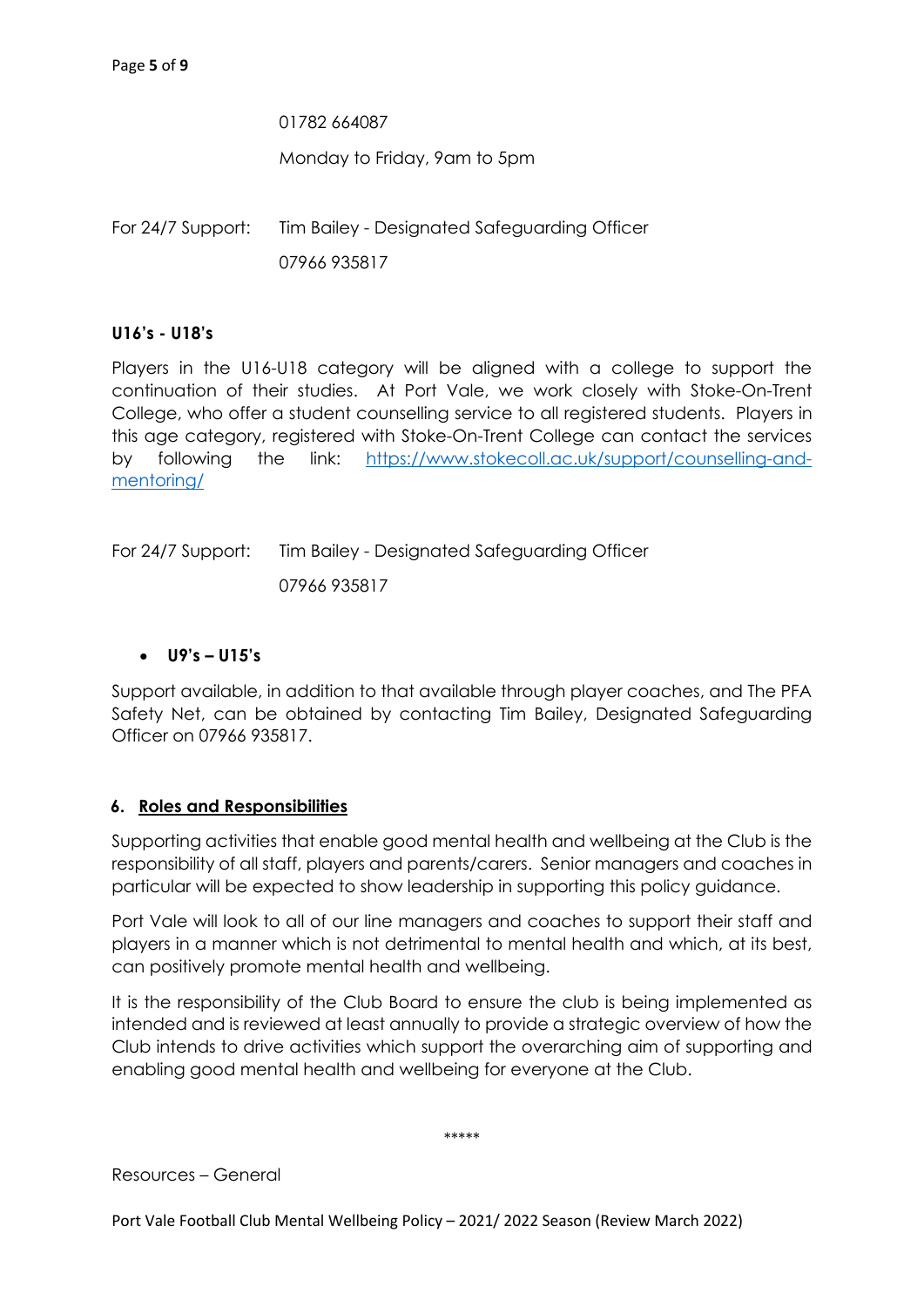01782 664087

Monday to Friday, 9am to 5pm

For 24/7 Support: Tim Bailey - Designated Safeguarding Officer

07966 935817

**U16's - U18's**

Players in the U16-U18 category will be aligned with a college to support the continuation of their studies. At Port Vale, we work closely with Stoke-On-Trent College, who offer a student counselling service to all registered students. Players in this age category, registered with Stoke-On-Trent College can contact the services by following the link: [https://www.stokecoll.ac.uk/support/counselling-and-mentoring/](https://www.stokecoll.ac.uk/support/counselling-and-mentoring/)

For 24/7 Support: Tim Bailey - Designated Safeguarding Officer

07966 935817

- **U9's – U15's**

Support available, in addition to that available through player coaches, and The PFA Safety Net, can be obtained by contacting Tim Bailey, Designated Safeguarding Officer on 07966 935817.

## 6. Roles and Responsibilities

Supporting activities that enable good mental health and wellbeing at the Club is the responsibility of all staff, players and parents/carers. Senior managers and coaches in particular will be expected to show leadership in supporting this policy guidance.

Port Vale will look to all of our line managers and coaches to support their staff and players in a manner which is not detrimental to mental health and which, at its best, can positively promote mental health and wellbeing.

It is the responsibility of the Club Board to ensure the club is being implemented as intended and is reviewed at least annually to provide a strategic overview of how the Club intends to drive activities which support the overarching aim of supporting and enabling good mental health and wellbeing for everyone at the Club.

*****

Resources – General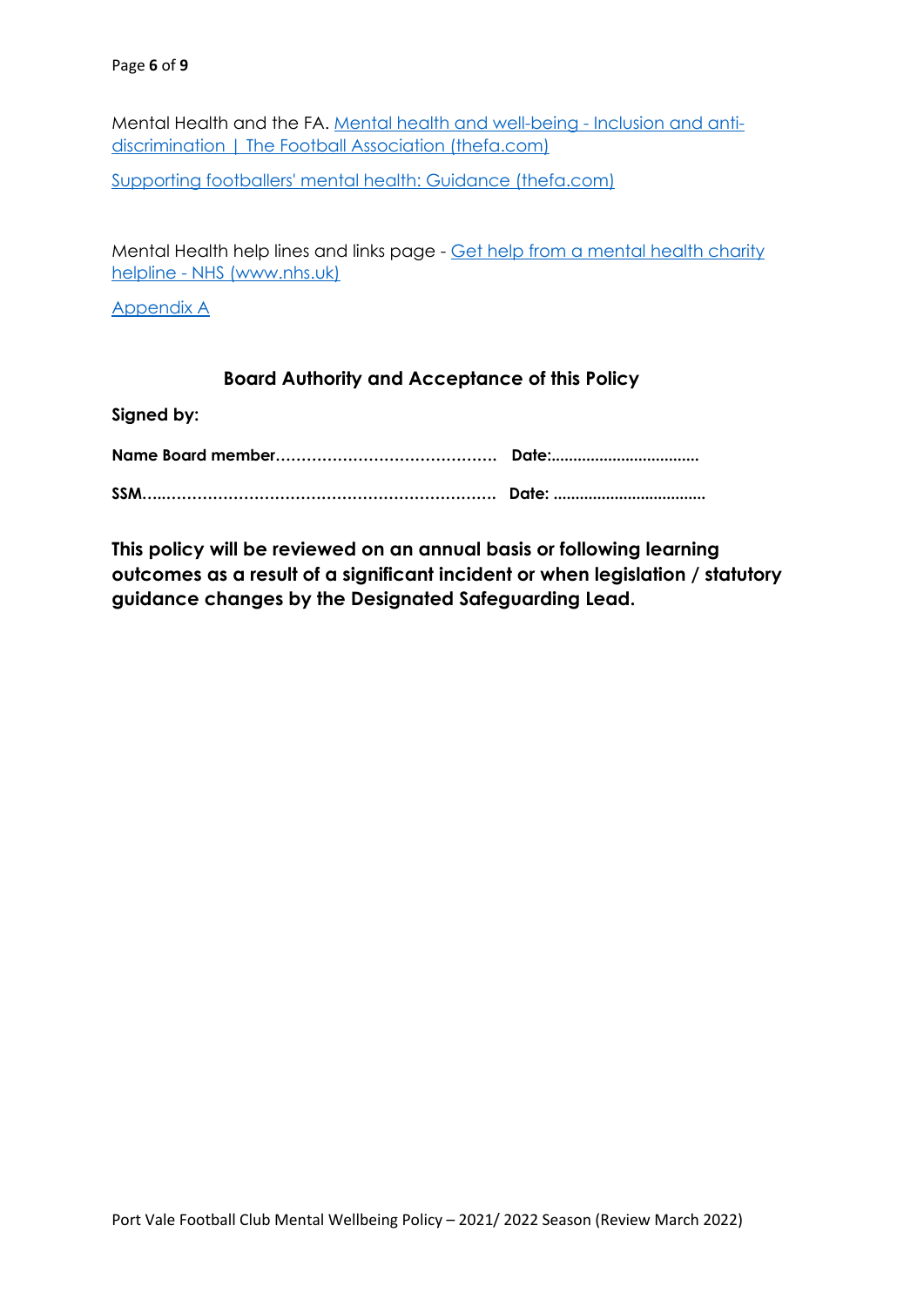Mental Health and the FA. Mental health and well-being - Inclusion and anti-discrimination | The Football Association (thefa.com)

Supporting footballers' mental health: Guidance (thefa.com)

Mental Health help lines and links page - Get help from a mental health charity helpline - NHS (www.nhs.uk)

Appendix A

## Board Authority and Acceptance of this Policy

**Signed by:**

**Name Board member…………………………………… Date:……………………………**

**SSM………………………………………………………… Date: ……………………………**

**This policy will be reviewed on an annual basis or following learning outcomes as a result of a significant incident or when legislation / statutory guidance changes by the Designated Safeguarding Lead.**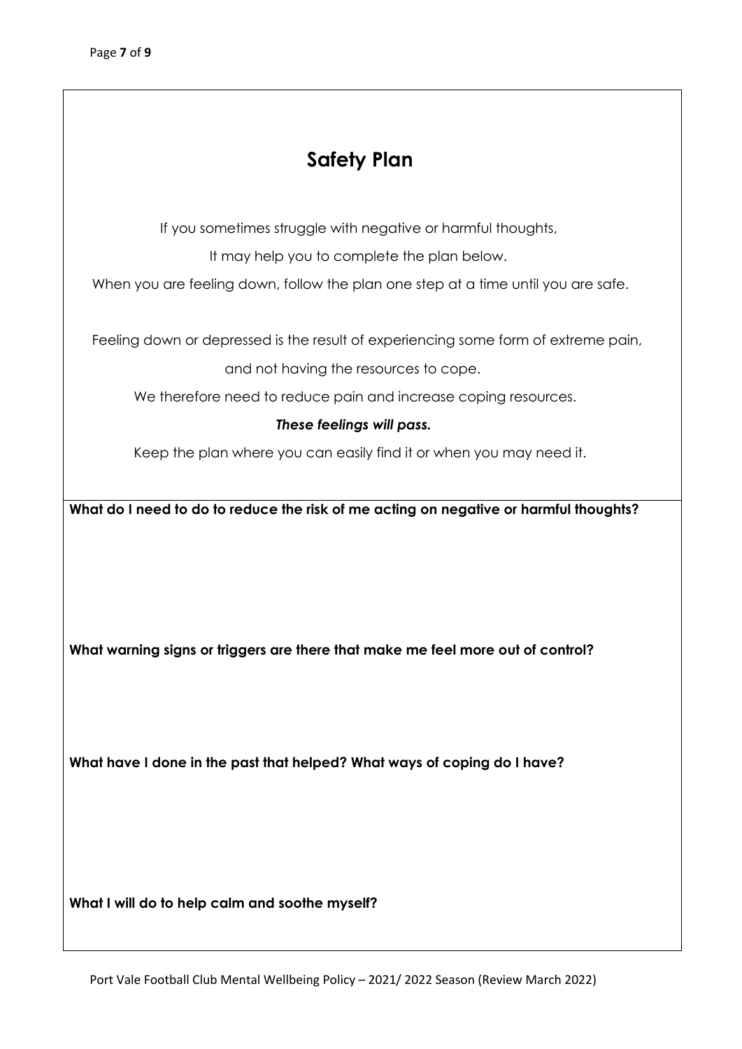# Safety Plan

If you sometimes struggle with negative or harmful thoughts,

It may help you to complete the plan below.

When you are feeling down, follow the plan one step at a time until you are safe.

Feeling down or depressed is the result of experiencing some form of extreme pain,

and not having the resources to cope.

We therefore need to reduce pain and increase coping resources.

***These feelings will pass.***

Keep the plan where you can easily find it or when you may need it.

**What do I need to do to reduce the risk of me acting on negative or harmful thoughts?**

**What warning signs or triggers are there that make me feel more out of control?**

**What have I done in the past that helped? What ways of coping do I have?**

**What I will do to help calm and soothe myself?**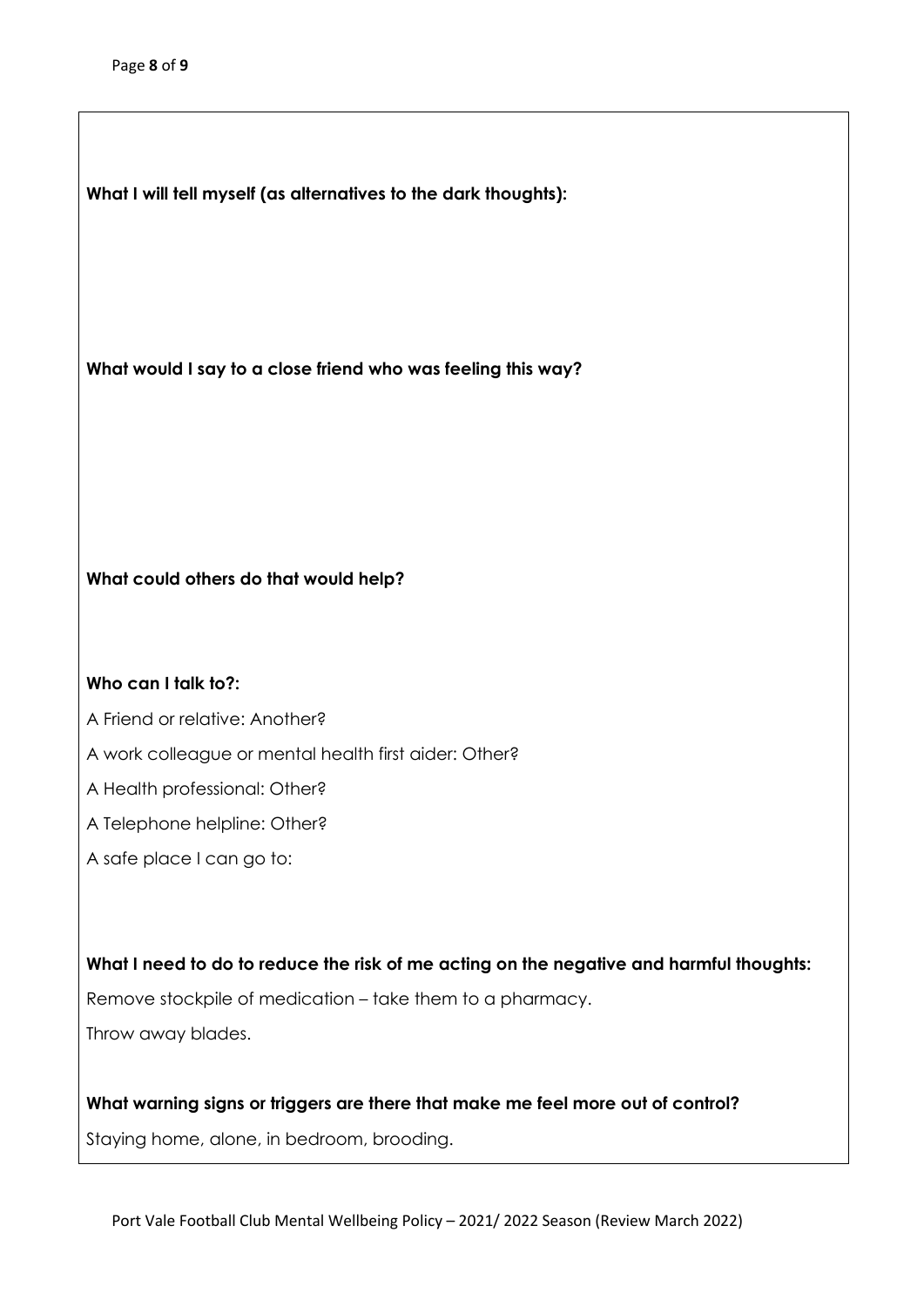**What I will tell myself (as alternatives to the dark thoughts):**

**What would I say to a close friend who was feeling this way?**

**What could others do that would help?**

**Who can I talk to?:**

A Friend or relative: Another?

A work colleague or mental health first aider: Other?

A Health professional: Other?

A Telephone helpline: Other?

A safe place I can go to:

**What I need to do to reduce the risk of me acting on the negative and harmful thoughts:**

Remove stockpile of medication – take them to a pharmacy.

Throw away blades.

**What warning signs or triggers are there that make me feel more out of control?**

Staying home, alone, in bedroom, brooding.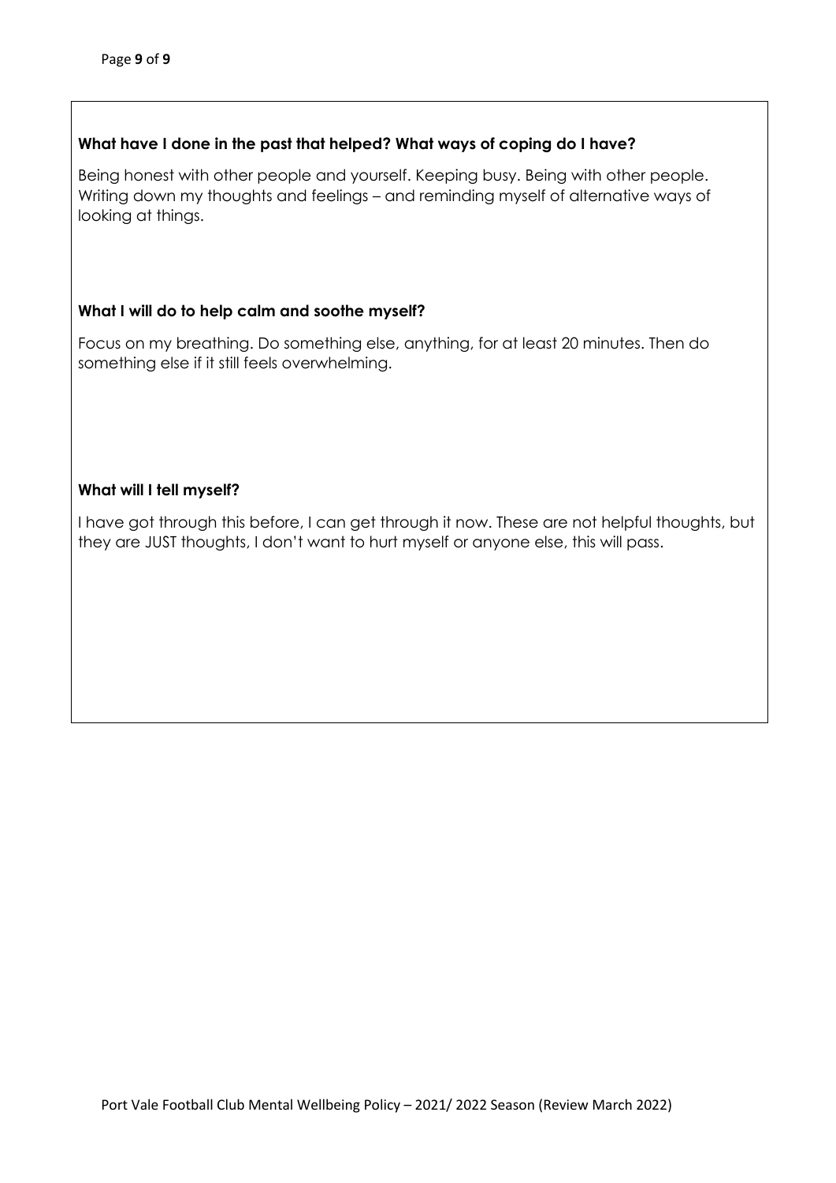**What have I done in the past that helped? What ways of coping do I have?**

Being honest with other people and yourself. Keeping busy. Being with other people. Writing down my thoughts and feelings – and reminding myself of alternative ways of looking at things.

**What I will do to help calm and soothe myself?**

Focus on my breathing. Do something else, anything, for at least 20 minutes. Then do something else if it still feels overwhelming.

**What will I tell myself?**

I have got through this before, I can get through it now. These are not helpful thoughts, but they are JUST thoughts, I don't want to hurt myself or anyone else, this will pass.